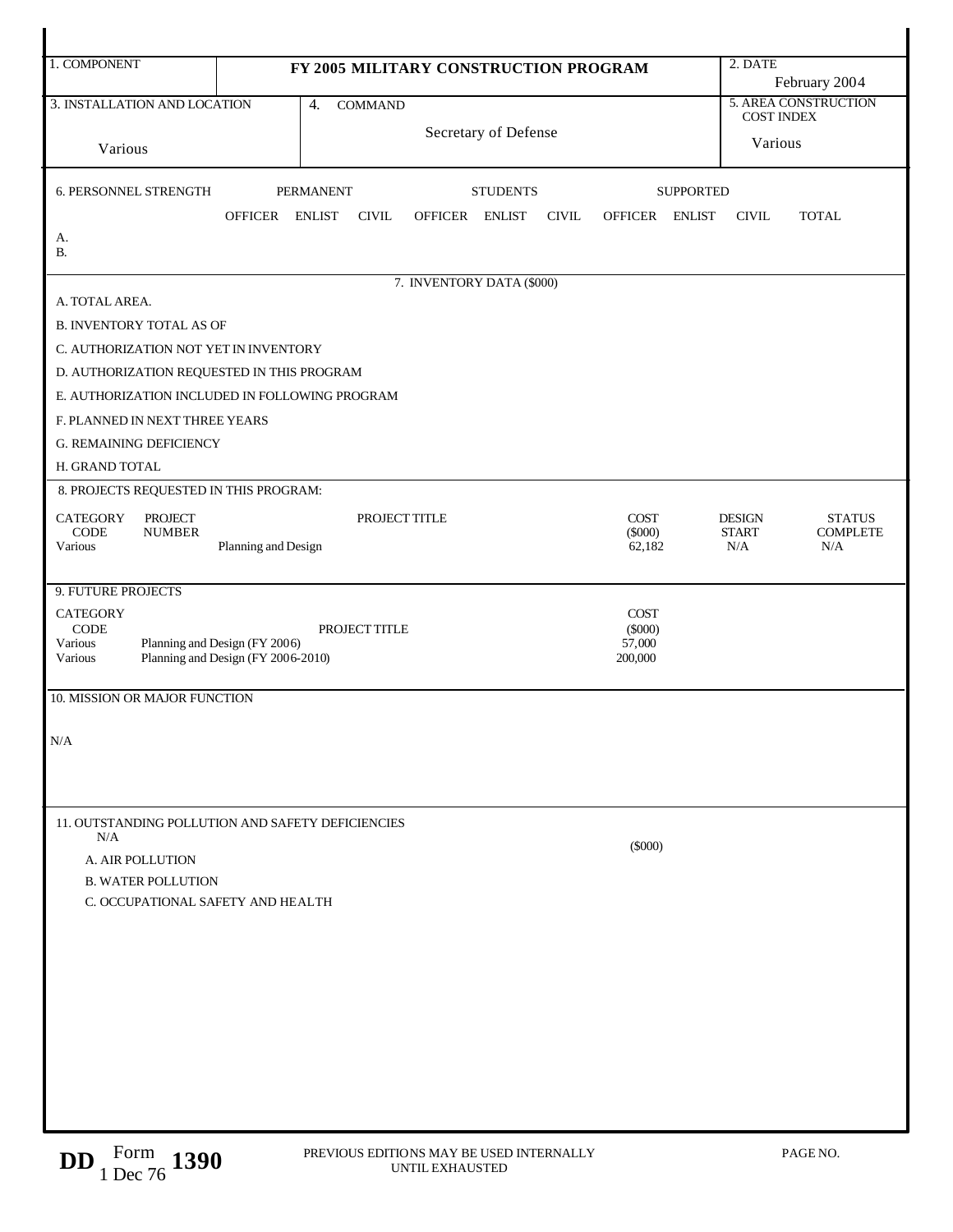| 1. COMPONENT | FY 2005 MILITARY CONSTRUCTION PROGRAM | 2. DATE February 2004 |
|---|---|---|
| 3. INSTALLATION AND LOCATION<br>Various | 4. COMMAND<br>Secretary of Defense | 5. AREA CONSTRUCTION COST INDEX<br>Various |

6. PERSONNEL STRENGTH

| | PERMANENT | | | STUDENTS | | | SUPPORTED | | | |
|---|---|---|---|---|---|---|---|---|---|---|
| | OFFICER | ENLIST | CIVIL | OFFICER | ENLIST | CIVIL | OFFICER | ENLIST | CIVIL | TOTAL |
| A. | | | | | | | | | | |
| B. | | | | | | | | | | |

7. INVENTORY DATA ($000)

A. TOTAL AREA.

B. INVENTORY TOTAL AS OF

C. AUTHORIZATION NOT YET IN INVENTORY

D. AUTHORIZATION REQUESTED IN THIS PROGRAM

E. AUTHORIZATION INCLUDED IN FOLLOWING PROGRAM

F. PLANNED IN NEXT THREE YEARS

G. REMAINING DEFICIENCY

H. GRAND TOTAL

8. PROJECTS REQUESTED IN THIS PROGRAM:

| CATEGORY CODE | PROJECT NUMBER | PROJECT TITLE | COST ($000) | DESIGN START | STATUS COMPLETE |
|---|---|---|---|---|---|
| Various | | Planning and Design | 62,182 | N/A | N/A |

9. FUTURE PROJECTS

| CATEGORY CODE | PROJECT TITLE | COST ($000) |
|---|---|---|
| Various | Planning and Design (FY 2006) | 57,000 |
| Various | Planning and Design (FY 2006-2010) | 200,000 |

10. MISSION OR MAJOR FUNCTION

N/A

11. OUTSTANDING POLLUTION AND SAFETY DEFICIENCIES

N/A

($000)

A. AIR POLLUTION

B. WATER POLLUTION

C. OCCUPATIONAL SAFETY AND HEALTH

DD Form 1390, 1 Dec 76 — PREVIOUS EDITIONS MAY BE USED INTERNALLY UNTIL EXHAUSTED — PAGE NO.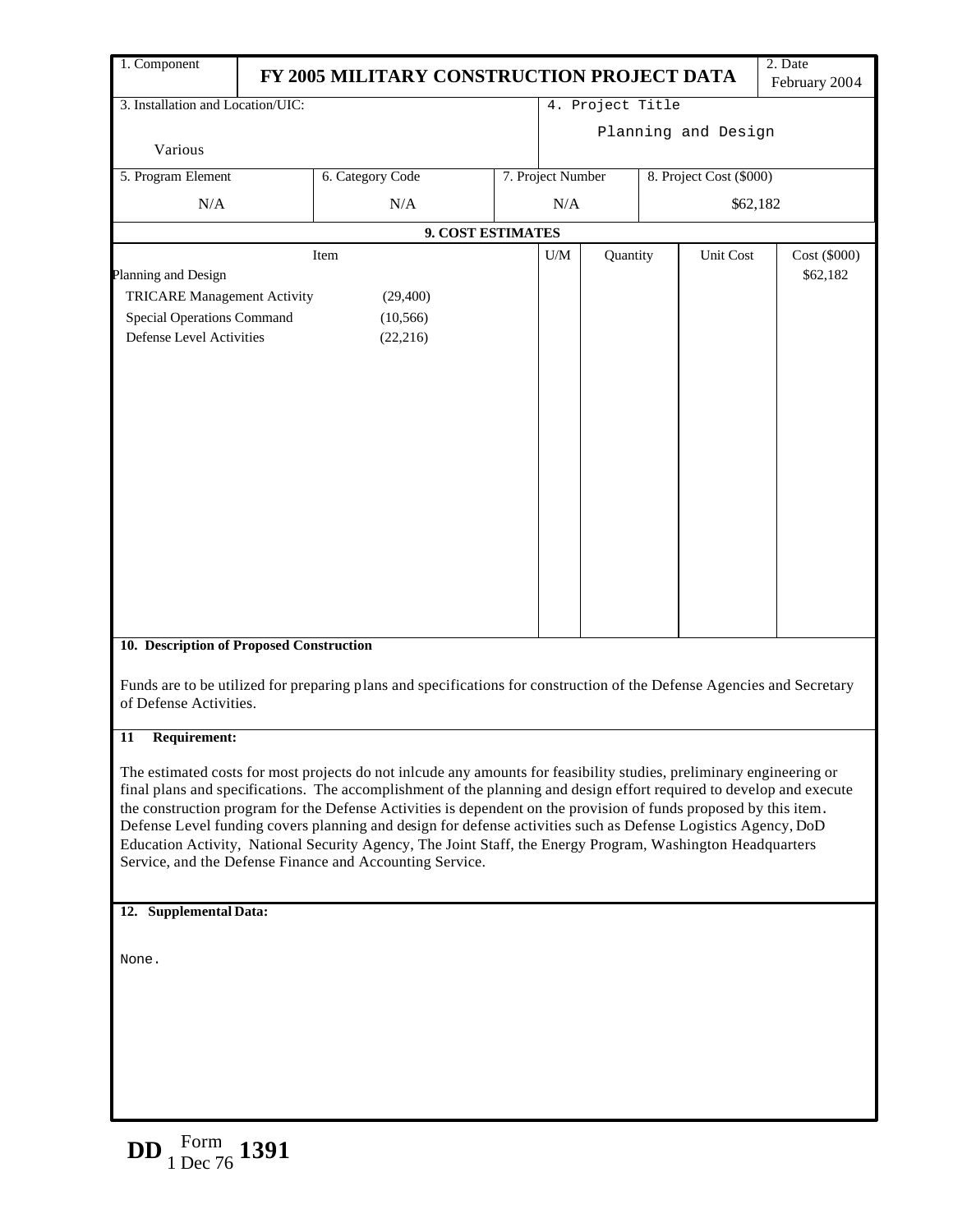| 1. Component | FY 2005 MILITARY CONSTRUCTION PROJECT DATA | | | 2. Date February 2004 |
|---|---|---|---|---|
| 3. Installation and Location/UIC: Various | | 4. Project Title Planning and Design | | |
| 5. Program Element N/A | 6. Category Code N/A | 7. Project Number N/A | 8. Project Cost ($000) $62,182 | |

**9. COST ESTIMATES**

| Item | | U/M | Quantity | Unit Cost | Cost ($000) |
|---|---|---|---|---|---|
| Planning and Design | | | | | $62,182 |
| TRICARE Management Activity | (29,400) | | | | |
| Special Operations Command | (10,566) | | | | |
| Defense Level Activities | (22,216) | | | | |

**10. Description of Proposed Construction**

Funds are to be utilized for preparing plans and specifications for construction of the Defense Agencies and Secretary of Defense Activities.

**11 Requirement:**

The estimated costs for most projects do not inlcude any amounts for feasibility studies, preliminary engineering or final plans and specifications. The accomplishment of the planning and design effort required to develop and execute the construction program for the Defense Activities is dependent on the provision of funds proposed by this item. Defense Level funding covers planning and design for defense activities such as Defense Logistics Agency, DoD Education Activity, National Security Agency, The Joint Staff, the Energy Program, Washington Headquarters Service, and the Defense Finance and Accounting Service.

**12. Supplemental Data:**

None.

DD Form 1391, 1 Dec 76